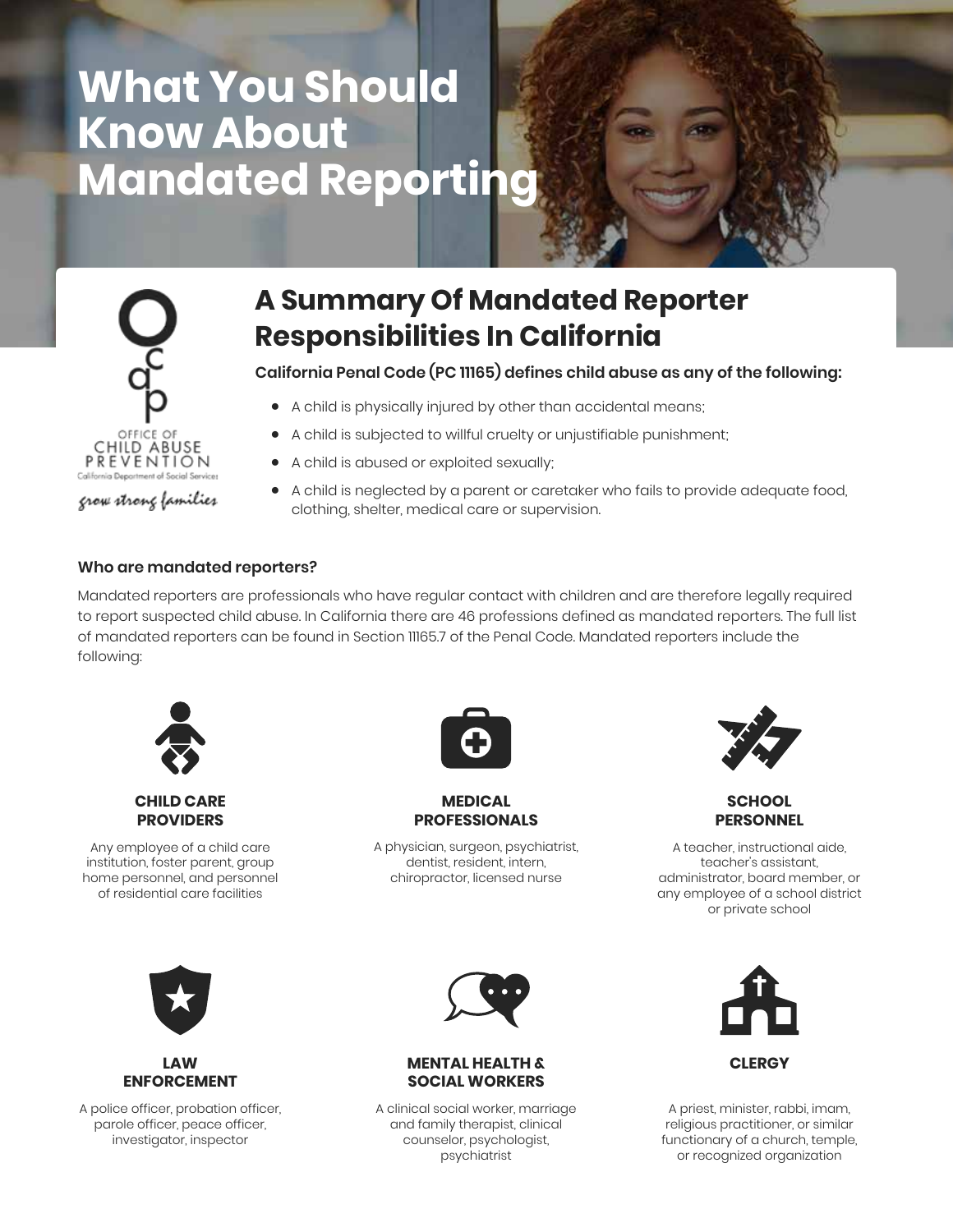# What You Should Know About Mandated Reporting

OFFICE OF CHILD ABUSE PREVENTION
California Department of Social Services

*grow strong families*

## A Summary Of Mandated Reporter Responsibilities In California

**California Penal Code (PC 11165) defines child abuse as any of the following:**

- A child is physically injured by other than accidental means;
- A child is subjected to willful cruelty or unjustifiable punishment;
- A child is abused or exploited sexually;
- A child is neglected by a parent or caretaker who fails to provide adequate food, clothing, shelter, medical care or supervision.

### Who are mandated reporters?

Mandated reporters are professionals who have regular contact with children and are therefore legally required to report suspected child abuse. In California there are 46 professions defined as mandated reporters. The full list of mandated reporters can be found in Section 11165.7 of the Penal Code. Mandated reporters include the following:

**CHILD CARE PROVIDERS**

Any employee of a child care institution, foster parent, group home personnel, and personnel of residential care facilities

**MEDICAL PROFESSIONALS**

A physician, surgeon, psychiatrist, dentist, resident, intern, chiropractor, licensed nurse

**SCHOOL PERSONNEL**

A teacher, instructional aide, teacher's assistant, administrator, board member, or any employee of a school district or private school

**LAW ENFORCEMENT**

A police officer, probation officer, parole officer, peace officer, investigator, inspector

**MENTAL HEALTH & SOCIAL WORKERS**

A clinical social worker, marriage and family therapist, clinical counselor, psychologist, psychiatrist

**CLERGY**

A priest, minister, rabbi, imam, religious practitioner, or similar functionary of a church, temple, or recognized organization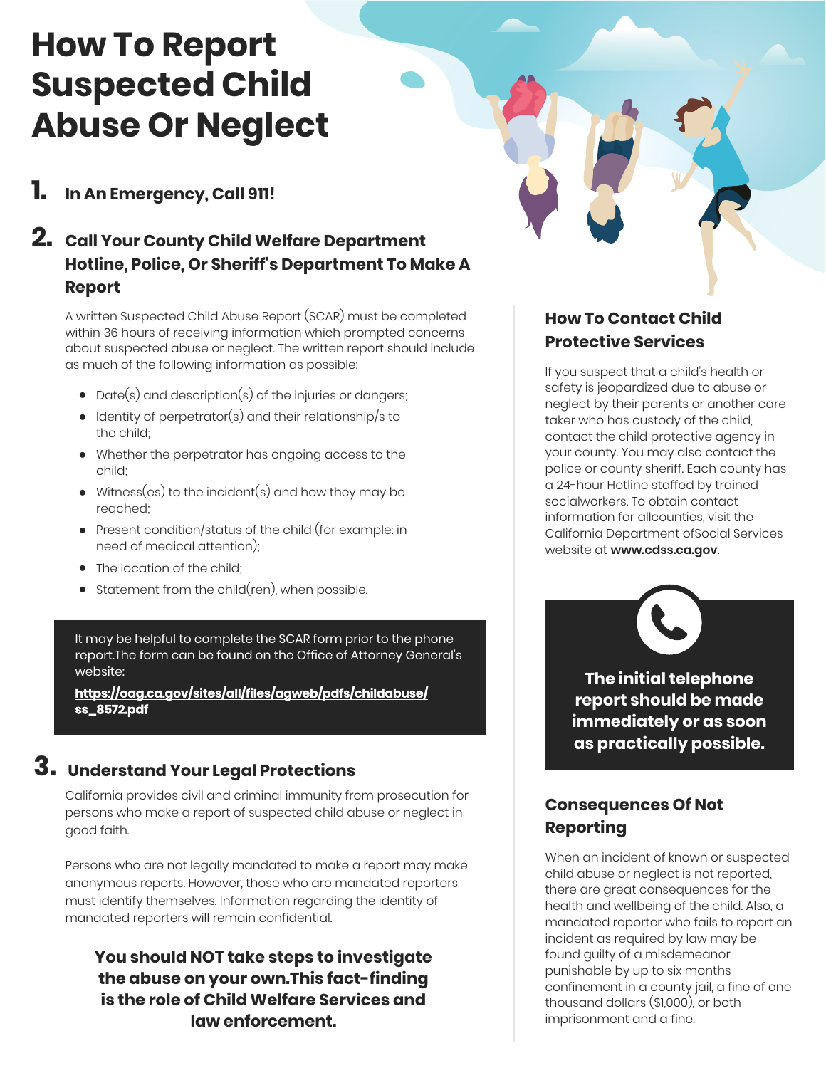# How To Report Suspected Child Abuse Or Neglect

## 1. In An Emergency, Call 911!

## 2. Call Your County Child Welfare Department Hotline, Police, Or Sheriff's Department To Make A Report

A written Suspected Child Abuse Report (SCAR) must be completed within 36 hours of receiving information which prompted concerns about suspected abuse or neglect. The written report should include as much of the following information as possible:

- Date(s) and description(s) of the injuries or dangers;
- Identity of perpetrator(s) and their relationship/s to the child;
- Whether the perpetrator has ongoing access to the child;
- Witness(es) to the incident(s) and how they may be reached;
- Present condition/status of the child (for example: in need of medical attention);
- The location of the child;
- Statement from the child(ren), when possible.

It may be helpful to complete the SCAR form prior to the phone report.The form can be found on the Office of Attorney General's website:

**https://oag.ca.gov/sites/all/files/agweb/pdfs/childabuse/ss_8572.pdf**

## 3. Understand Your Legal Protections

California provides civil and criminal immunity from prosecution for persons who make a report of suspected child abuse or neglect in good faith.

Persons who are not legally mandated to make a report may make anonymous reports. However, those who are mandated reporters must identify themselves. Information regarding the identity of mandated reporters will remain confidential.

**You should NOT take steps to investigate the abuse on your own.This fact-finding is the role of Child Welfare Services and law enforcement.**

### How To Contact Child Protective Services

If you suspect that a child's health or safety is jeopardized due to abuse or neglect by their parents or another care taker who has custody of the child, contact the child protective agency in your county. You may also contact the police or county sheriff. Each county has a 24-hour Hotline staffed by trained socialworkers. To obtain contact information for allcounties, visit the California Department ofSocial Services website at **www.cdss.ca.gov**.

**The initial telephone report should be made immediately or as soon as practically possible.**

### Consequences Of Not Reporting

When an incident of known or suspected child abuse or neglect is not reported, there are great consequences for the health and wellbeing of the child. Also, a mandated reporter who fails to report an incident as required by law may be found guilty of a misdemeanor punishable by up to six months confinement in a county jail, a fine of one thousand dollars ($1,000), or both imprisonment and a fine.